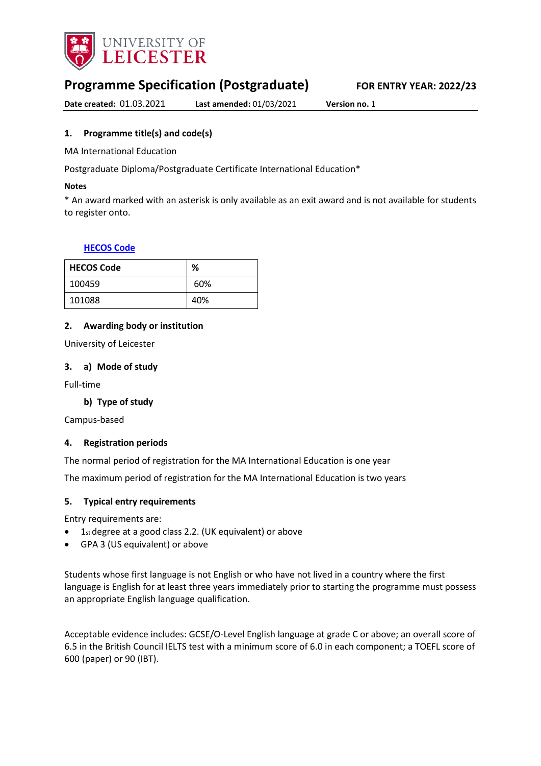# Programme Specification (Postgraduate)

**FOR ENTRY YEAR: 2022/23**

**Date created:** 01.03.2021 **Last amended:** 01/03/2021 **Version no.** 1

## 1. Programme title(s) and code(s)

MA International Education

Postgraduate Diploma/Postgraduate Certificate International Education*

**Notes**

* An award marked with an asterisk is only available as an exit award and is not available for students to register onto.

**HECOS Code**

| HECOS Code | % |
|---|---|
| 100459 | 60% |
| 101088 | 40% |

## 2. Awarding body or institution

University of Leicester

## 3. a) Mode of study

Full-time

### b) Type of study

Campus-based

## 4. Registration periods

The normal period of registration for the MA International Education is one year

The maximum period of registration for the MA International Education is two years

## 5. Typical entry requirements

Entry requirements are:

- 1st degree at a good class 2.2. (UK equivalent) or above
- GPA 3 (US equivalent) or above

Students whose first language is not English or who have not lived in a country where the first language is English for at least three years immediately prior to starting the programme must possess an appropriate English language qualification.

Acceptable evidence includes: GCSE/O-Level English language at grade C or above; an overall score of 6.5 in the British Council IELTS test with a minimum score of 6.0 in each component; a TOEFL score of 600 (paper) or 90 (IBT).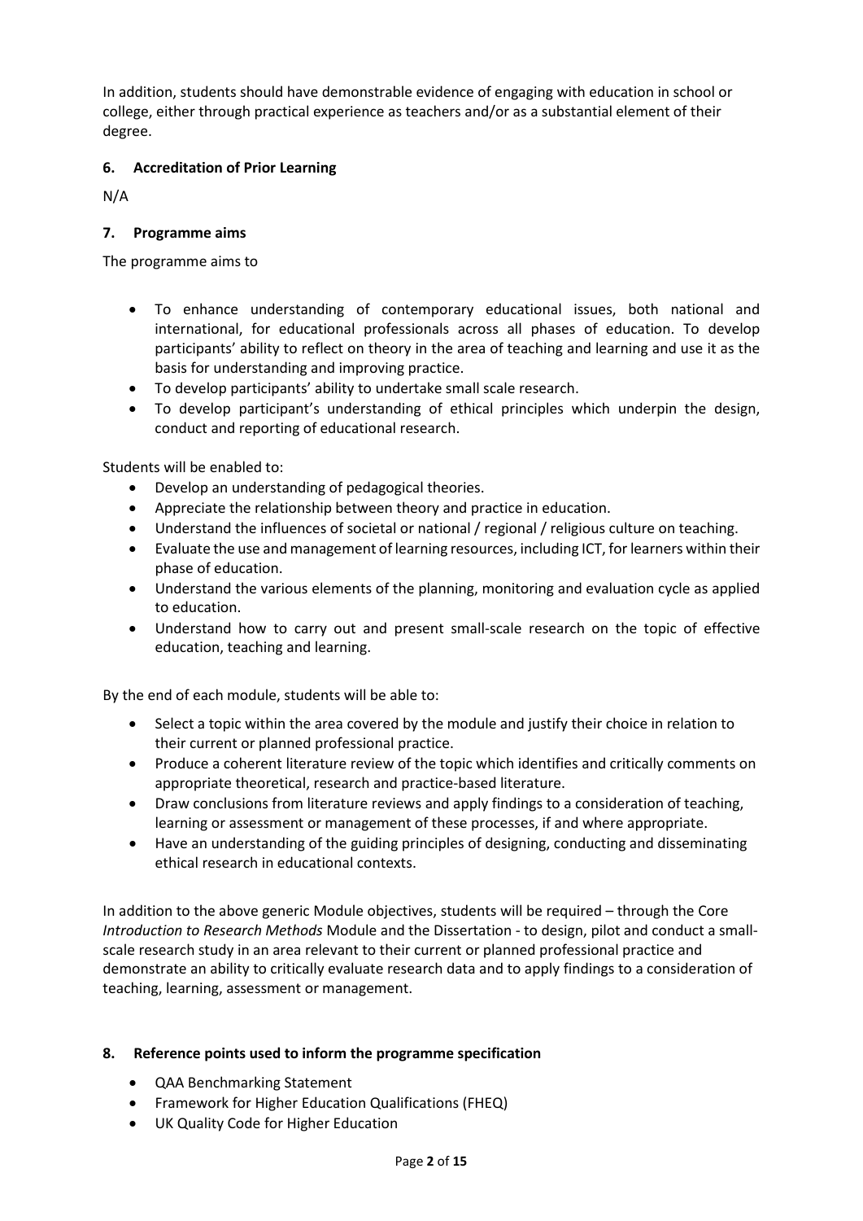In addition, students should have demonstrable evidence of engaging with education in school or college, either through practical experience as teachers and/or as a substantial element of their degree.

## 6. Accreditation of Prior Learning

N/A

## 7. Programme aims

The programme aims to

- To enhance understanding of contemporary educational issues, both national and international, for educational professionals across all phases of education. To develop participants' ability to reflect on theory in the area of teaching and learning and use it as the basis for understanding and improving practice.
- To develop participants' ability to undertake small scale research.
- To develop participant's understanding of ethical principles which underpin the design, conduct and reporting of educational research.

Students will be enabled to:

- Develop an understanding of pedagogical theories.
- Appreciate the relationship between theory and practice in education.
- Understand the influences of societal or national / regional / religious culture on teaching.
- Evaluate the use and management of learning resources, including ICT, for learners within their phase of education.
- Understand the various elements of the planning, monitoring and evaluation cycle as applied to education.
- Understand how to carry out and present small-scale research on the topic of effective education, teaching and learning.

By the end of each module, students will be able to:

- Select a topic within the area covered by the module and justify their choice in relation to their current or planned professional practice.
- Produce a coherent literature review of the topic which identifies and critically comments on appropriate theoretical, research and practice-based literature.
- Draw conclusions from literature reviews and apply findings to a consideration of teaching, learning or assessment or management of these processes, if and where appropriate.
- Have an understanding of the guiding principles of designing, conducting and disseminating ethical research in educational contexts.

In addition to the above generic Module objectives, students will be required – through the Core *Introduction to Research Methods* Module and the Dissertation - to design, pilot and conduct a small-scale research study in an area relevant to their current or planned professional practice and demonstrate an ability to critically evaluate research data and to apply findings to a consideration of teaching, learning, assessment or management.

## 8. Reference points used to inform the programme specification

- QAA Benchmarking Statement
- Framework for Higher Education Qualifications (FHEQ)
- UK Quality Code for Higher Education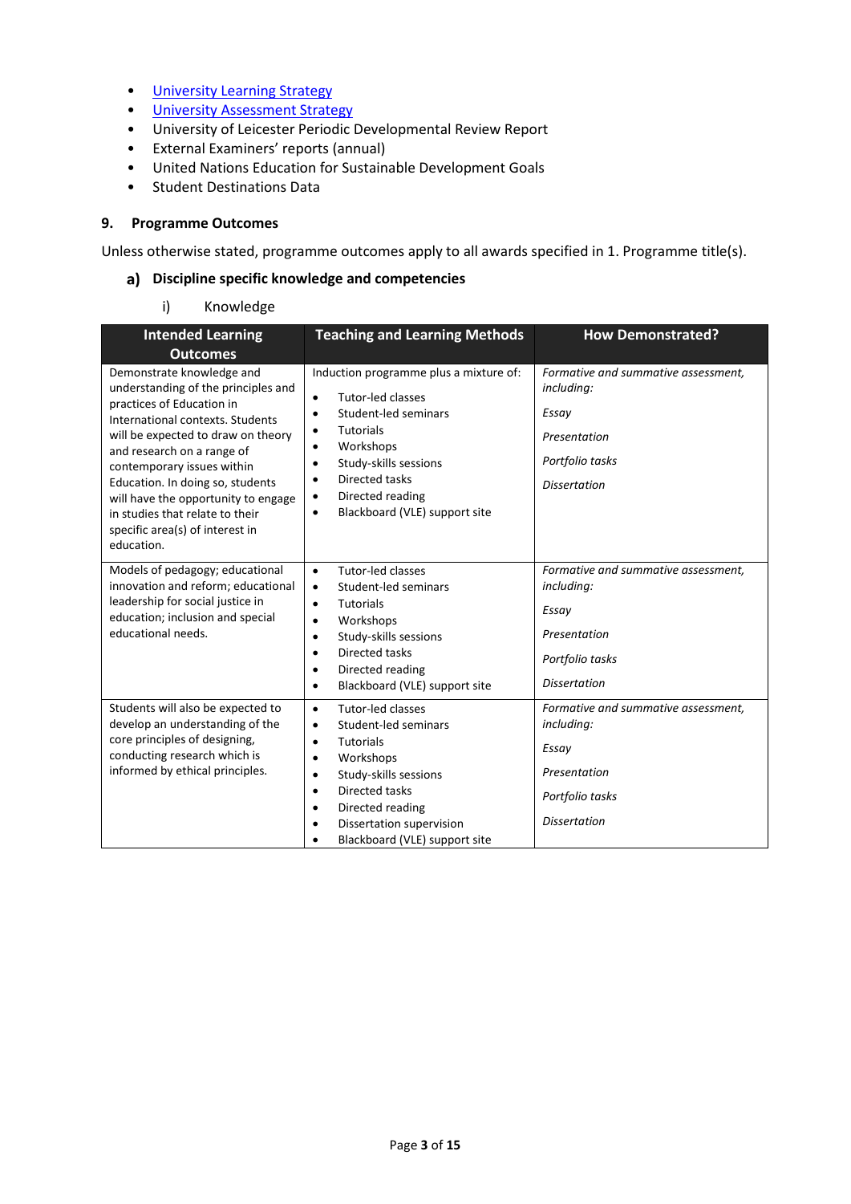- [University Learning Strategy]
- [University Assessment Strategy]
- University of Leicester Periodic Developmental Review Report
- External Examiners' reports (annual)
- United Nations Education for Sustainable Development Goals
- Student Destinations Data

## 9. Programme Outcomes

Unless otherwise stated, programme outcomes apply to all awards specified in 1. Programme title(s).

### a) Discipline specific knowledge and competencies

i) Knowledge

| Intended Learning Outcomes | Teaching and Learning Methods | How Demonstrated? |
|---|---|---|
| Demonstrate knowledge and understanding of the principles and practices of Education in International contexts. Students will be expected to draw on theory and research on a range of contemporary issues within Education. In doing so, students will have the opportunity to engage in studies that relate to their specific area(s) of interest in education. | Induction programme plus a mixture of:<br>• Tutor-led classes<br>• Student-led seminars<br>• Tutorials<br>• Workshops<br>• Study-skills sessions<br>• Directed tasks<br>• Directed reading<br>• Blackboard (VLE) support site | *Formative and summative assessment, including:*<br>*Essay*<br>*Presentation*<br>*Portfolio tasks*<br>*Dissertation* |
| Models of pedagogy; educational innovation and reform; educational leadership for social justice in education; inclusion and special educational needs. | • Tutor-led classes<br>• Student-led seminars<br>• Tutorials<br>• Workshops<br>• Study-skills sessions<br>• Directed tasks<br>• Directed reading<br>• Blackboard (VLE) support site | *Formative and summative assessment, including:*<br>*Essay*<br>*Presentation*<br>*Portfolio tasks*<br>*Dissertation* |
| Students will also be expected to develop an understanding of the core principles of designing, conducting research which is informed by ethical principles. | • Tutor-led classes<br>• Student-led seminars<br>• Tutorials<br>• Workshops<br>• Study-skills sessions<br>• Directed tasks<br>• Directed reading<br>• Dissertation supervision<br>• Blackboard (VLE) support site | *Formative and summative assessment, including:*<br>*Essay*<br>*Presentation*<br>*Portfolio tasks*<br>*Dissertation* |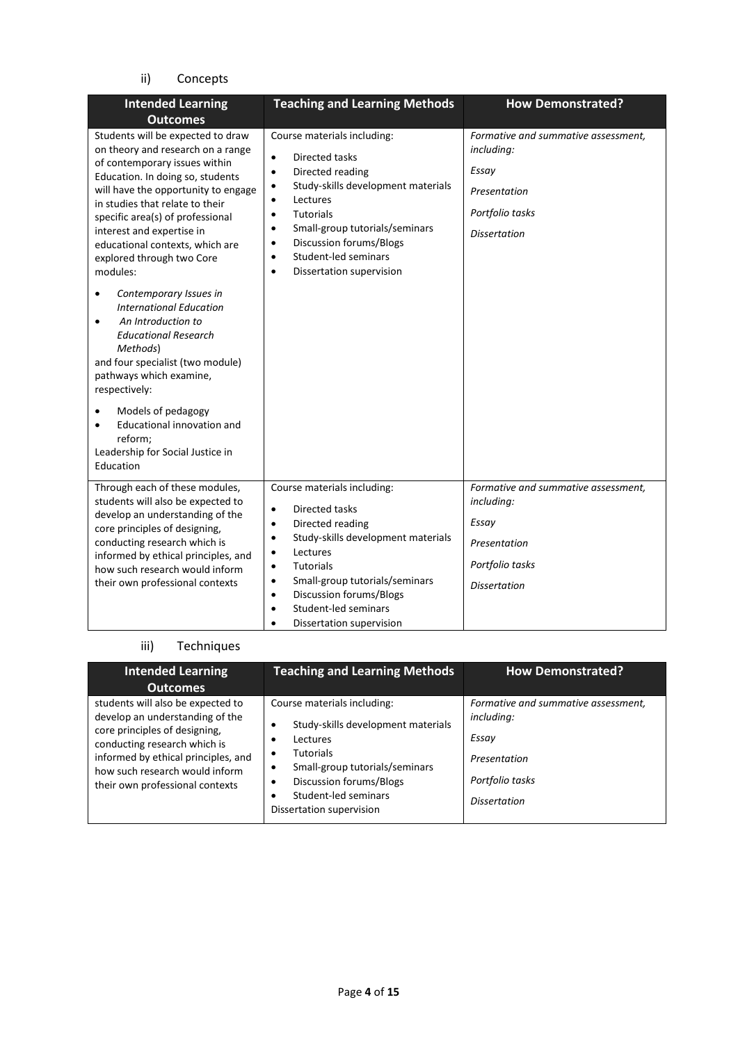ii) Concepts

| Intended Learning Outcomes | Teaching and Learning Methods | How Demonstrated? |
|---|---|---|
| Students will be expected to draw on theory and research on a range of contemporary issues within Education. In doing so, students will have the opportunity to engage in studies that relate to their specific area(s) of professional interest and expertise in educational contexts, which are explored through two Core modules: <br>• *Contemporary Issues in International Education* <br>• *An Introduction to Educational Research Methods*) <br>and four specialist (two module) pathways which examine, respectively: <br>• Models of pedagogy <br>• Educational innovation and reform; <br>Leadership for Social Justice in Education | Course materials including: <br>• Directed tasks <br>• Directed reading <br>• Study-skills development materials <br>• Lectures <br>• Tutorials <br>• Small-group tutorials/seminars <br>• Discussion forums/Blogs <br>• Student-led seminars <br>• Dissertation supervision | *Formative and summative assessment, including:* <br>*Essay* <br>*Presentation* <br>*Portfolio tasks* <br>*Dissertation* |
| Through each of these modules, students will also be expected to develop an understanding of the core principles of designing, conducting research which is informed by ethical principles, and how such research would inform their own professional contexts | Course materials including: <br>• Directed tasks <br>• Directed reading <br>• Study-skills development materials <br>• Lectures <br>• Tutorials <br>• Small-group tutorials/seminars <br>• Discussion forums/Blogs <br>• Student-led seminars <br>• Dissertation supervision | *Formative and summative assessment, including:* <br>*Essay* <br>*Presentation* <br>*Portfolio tasks* <br>*Dissertation* |

iii) Techniques

| Intended Learning Outcomes | Teaching and Learning Methods | How Demonstrated? |
|---|---|---|
| students will also be expected to develop an understanding of the core principles of designing, conducting research which is informed by ethical principles, and how such research would inform their own professional contexts | Course materials including: <br>• Study-skills development materials <br>• Lectures <br>• Tutorials <br>• Small-group tutorials/seminars <br>• Discussion forums/Blogs <br>• Student-led seminars <br>Dissertation supervision | *Formative and summative assessment, including:* <br>*Essay* <br>*Presentation* <br>*Portfolio tasks* <br>*Dissertation* |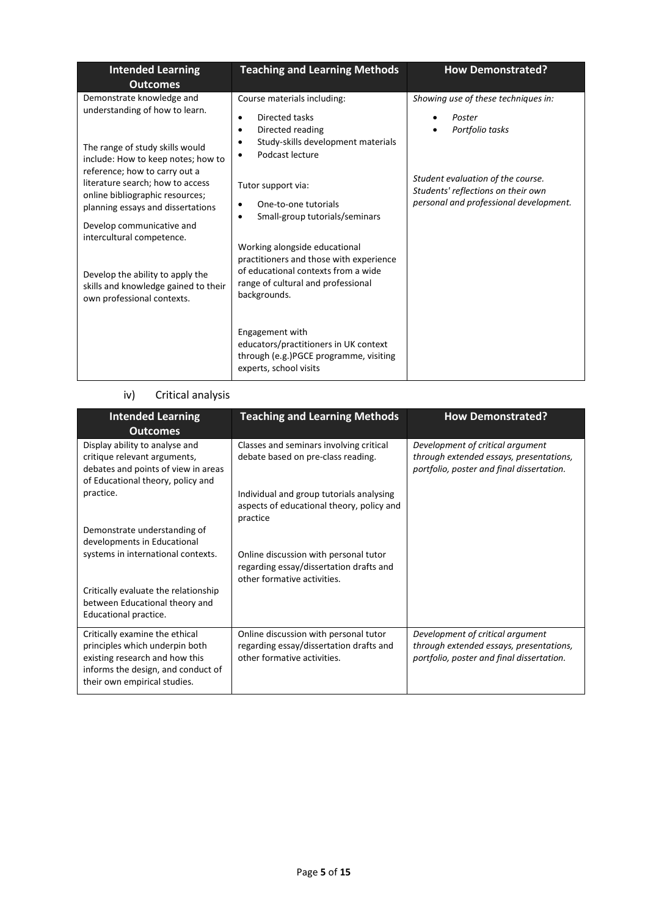| Intended Learning Outcomes | Teaching and Learning Methods | How Demonstrated? |
|---|---|---|
| Demonstrate knowledge and understanding of how to learn.<br><br>The range of study skills would include: How to keep notes; how to reference; how to carry out a literature search; how to access online bibliographic resources; planning essays and dissertations<br><br>Develop communicative and intercultural competence.<br><br>Develop the ability to apply the skills and knowledge gained to their own professional contexts. | Course materials including:<br>• Directed tasks<br>• Directed reading<br>• Study-skills development materials<br>• Podcast lecture<br><br>Tutor support via:<br>• One-to-one tutorials<br>• Small-group tutorials/seminars<br><br>Working alongside educational practitioners and those with experience of educational contexts from a wide range of cultural and professional backgrounds.<br><br>Engagement with educators/practitioners in UK context through (e.g.)PGCE programme, visiting experts, school visits | *Showing use of these techniques in:*<br>• *Poster*<br>• *Portfolio tasks*<br><br>*Student evaluation of the course. Students' reflections on their own personal and professional development.* |

iv) Critical analysis

| Intended Learning Outcomes | Teaching and Learning Methods | How Demonstrated? |
|---|---|---|
| Display ability to analyse and critique relevant arguments, debates and points of view in areas of Educational theory, policy and practice.<br><br>Demonstrate understanding of developments in Educational systems in international contexts.<br><br>Critically evaluate the relationship between Educational theory and Educational practice. | Classes and seminars involving critical debate based on pre-class reading.<br><br>Individual and group tutorials analysing aspects of educational theory, policy and practice<br><br>Online discussion with personal tutor regarding essay/dissertation drafts and other formative activities. | *Development of critical argument through extended essays, presentations, portfolio, poster and final dissertation.* |
| Critically examine the ethical principles which underpin both existing research and how this informs the design, and conduct of their own empirical studies. | Online discussion with personal tutor regarding essay/dissertation drafts and other formative activities. | *Development of critical argument through extended essays, presentations, portfolio, poster and final dissertation.* |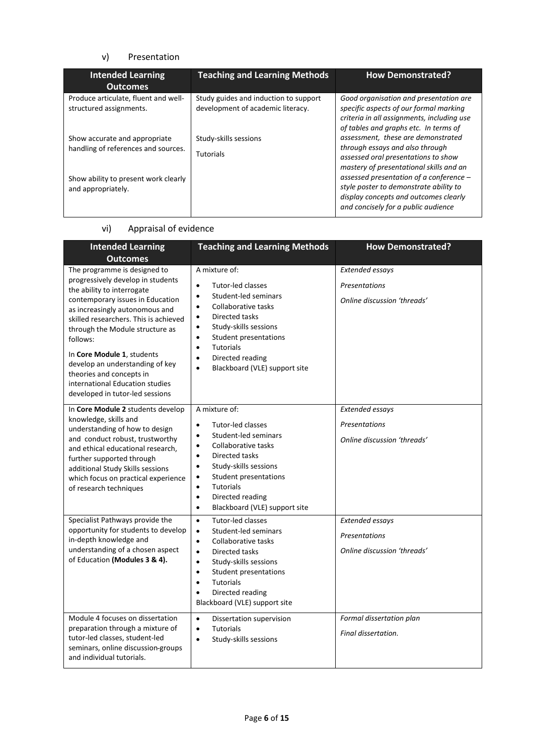v) Presentation

| Intended Learning Outcomes | Teaching and Learning Methods | How Demonstrated? |
|---|---|---|
| Produce articulate, fluent and well-structured assignments.<br><br>Show accurate and appropriate handling of references and sources.<br><br>Show ability to present work clearly and appropriately. | Study guides and induction to support development of academic literacy.<br><br>Study-skills sessions<br><br>Tutorials | *Good organisation and presentation are specific aspects of our formal marking criteria in all assignments, including use of tables and graphs etc. In terms of assessment, these are demonstrated through essays and also through assessed oral presentations to show mastery of presentational skills and an assessed presentation of a conference – style poster to demonstrate ability to display concepts and outcomes clearly and concisely for a public audience* |

vi) Appraisal of evidence

| Intended Learning Outcomes | Teaching and Learning Methods | How Demonstrated? |
|---|---|---|
| The programme is designed to progressively develop in students the ability to interrogate contemporary issues in Education as increasingly autonomous and skilled researchers. This is achieved through the Module structure as follows:<br><br>In **Core Module 1**, students develop an understanding of key theories and concepts in international Education studies developed in tutor-led sessions | A mixture of:<br>• Tutor-led classes<br>• Student-led seminars<br>• Collaborative tasks<br>• Directed tasks<br>• Study-skills sessions<br>• Student presentations<br>• Tutorials<br>• Directed reading<br>• Blackboard (VLE) support site | *Extended essays*<br><br>*Presentations*<br><br>*Online discussion 'threads'* |
| In **Core Module 2** students develop knowledge, skills and understanding of how to design and conduct robust, trustworthy and ethical educational research, further supported through additional Study Skills sessions which focus on practical experience of research techniques | A mixture of:<br>• Tutor-led classes<br>• Student-led seminars<br>• Collaborative tasks<br>• Directed tasks<br>• Study-skills sessions<br>• Student presentations<br>• Tutorials<br>• Directed reading<br>• Blackboard (VLE) support site | *Extended essays*<br><br>*Presentations*<br><br>*Online discussion 'threads'* |
| Specialist Pathways provide the opportunity for students to develop in-depth knowledge and understanding of a chosen aspect of Education **(Modules 3 & 4).** | • Tutor-led classes<br>• Student-led seminars<br>• Collaborative tasks<br>• Directed tasks<br>• Study-skills sessions<br>• Student presentations<br>• Tutorials<br>• Directed reading<br>Blackboard (VLE) support site | *Extended essays*<br><br>*Presentations*<br><br>*Online discussion 'threads'* |
| Module 4 focuses on dissertation preparation through a mixture of tutor-led classes, student-led seminars, online discussion-groups and individual tutorials. | • Dissertation supervision<br>• Tutorials<br>• Study-skills sessions | *Formal dissertation plan*<br><br>*Final dissertation.* |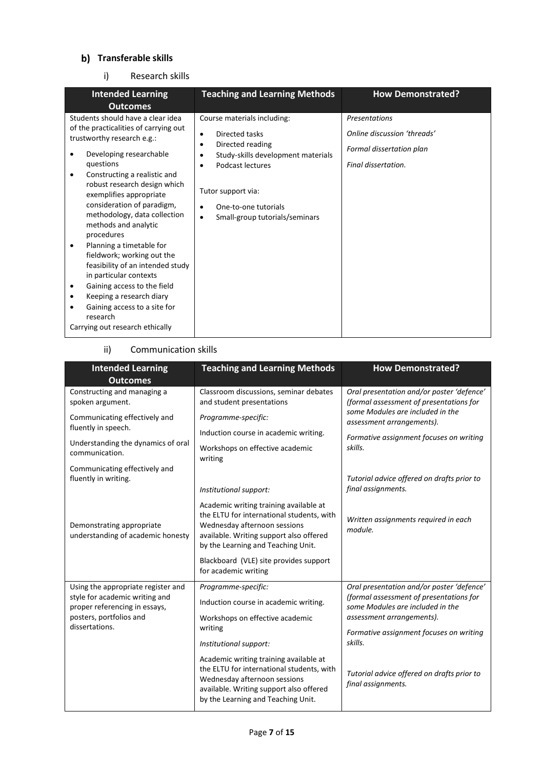## b) Transferable skills

### i) Research skills

| Intended Learning Outcomes | Teaching and Learning Methods | How Demonstrated? |
|---|---|---|
| Students should have a clear idea of the practicalities of carrying out trustworthy research e.g.:<br>• Developing researchable questions<br>• Constructing a realistic and robust research design which exemplifies appropriate consideration of paradigm, methodology, data collection methods and analytic procedures<br>• Planning a timetable for fieldwork; working out the feasibility of an intended study in particular contexts<br>• Gaining access to the field<br>• Keeping a research diary<br>• Gaining access to a site for research<br>Carrying out research ethically | Course materials including:<br>• Directed tasks<br>• Directed reading<br>• Study-skills development materials<br>• Podcast lectures<br><br>Tutor support via:<br>• One-to-one tutorials<br>• Small-group tutorials/seminars | *Presentations*<br>*Online discussion 'threads'*<br>*Formal dissertation plan*<br>*Final dissertation.* |

### ii) Communication skills

| Intended Learning Outcomes | Teaching and Learning Methods | How Demonstrated? |
|---|---|---|
| Constructing and managing a spoken argument.<br>Communicating effectively and fluently in speech.<br>Understanding the dynamics of oral communication.<br>Communicating effectively and fluently in writing.<br><br>Demonstrating appropriate understanding of academic honesty | Classroom discussions, seminar debates and student presentations<br>*Programme-specific:*<br>Induction course in academic writing.<br>Workshops on effective academic writing<br><br>*Institutional support:*<br>Academic writing training available at the ELTU for international students, with Wednesday afternoon sessions available. Writing support also offered by the Learning and Teaching Unit.<br>Blackboard (VLE) site provides support for academic writing | *Oral presentation and/or poster 'defence' (formal assessment of presentations for some Modules are included in the assessment arrangements).*<br>*Formative assignment focuses on writing skills.*<br><br>*Tutorial advice offered on drafts prior to final assignments.*<br><br>*Written assignments required in each module.* |
| Using the appropriate register and style for academic writing and proper referencing in essays, posters, portfolios and dissertations. | *Programme-specific:*<br>Induction course in academic writing.<br>Workshops on effective academic writing<br>*Institutional support:*<br>Academic writing training available at the ELTU for international students, with Wednesday afternoon sessions available. Writing support also offered by the Learning and Teaching Unit. | *Oral presentation and/or poster 'defence' (formal assessment of presentations for some Modules are included in the assessment arrangements).*<br>*Formative assignment focuses on writing skills.*<br><br>*Tutorial advice offered on drafts prior to final assignments.* |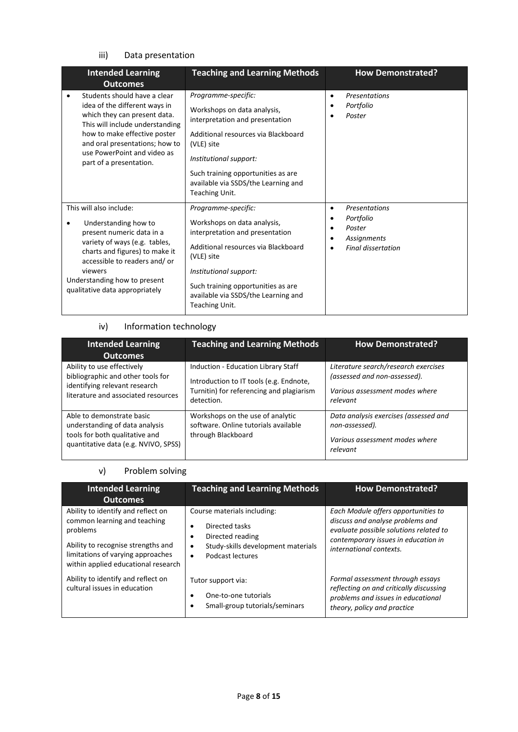iii) Data presentation

| Intended Learning Outcomes | Teaching and Learning Methods | How Demonstrated? |
|---|---|---|
| • Students should have a clear idea of the different ways in which they can present data. This will include understanding how to make effective poster and oral presentations; how to use PowerPoint and video as part of a presentation. | *Programme-specific:*<br><br>Workshops on data analysis, interpretation and presentation<br><br>Additional resources via Blackboard (VLE) site<br><br>*Institutional support:*<br><br>Such training opportunities as are available via SSDS/the Learning and Teaching Unit. | • *Presentations*<br>• *Portfolio*<br>• *Poster* |
| This will also include:<br><br>• Understanding how to present numeric data in a variety of ways (e.g. tables, charts and figures) to make it accessible to readers and/ or viewers<br><br>Understanding how to present qualitative data appropriately | *Programme-specific:*<br><br>Workshops on data analysis, interpretation and presentation<br><br>Additional resources via Blackboard (VLE) site<br><br>*Institutional support:*<br><br>Such training opportunities as are available via SSDS/the Learning and Teaching Unit. | • *Presentations*<br>• *Portfolio*<br>• *Poster*<br>• *Assignments*<br>• *Final dissertation* |

iv) Information technology

| Intended Learning Outcomes | Teaching and Learning Methods | How Demonstrated? |
|---|---|---|
| Ability to use effectively bibliographic and other tools for identifying relevant research literature and associated resources | Induction - Education Library Staff<br><br>Introduction to IT tools (e.g. Endnote, Turnitin) for referencing and plagiarism detection. | *Literature search/research exercises (assessed and non-assessed).*<br><br>*Various assessment modes where relevant* |
| Able to demonstrate basic understanding of data analysis tools for both qualitative and quantitative data (e.g. NVIVO, SPSS) | Workshops on the use of analytic software. Online tutorials available through Blackboard | *Data analysis exercises (assessed and non-assessed).*<br><br>*Various assessment modes where relevant* |

v) Problem solving

| Intended Learning Outcomes | Teaching and Learning Methods | How Demonstrated? |
|---|---|---|
| Ability to identify and reflect on common learning and teaching problems<br><br>Ability to recognise strengths and limitations of varying approaches within applied educational research | Course materials including:<br><br>• Directed tasks<br>• Directed reading<br>• Study-skills development materials<br>• Podcast lectures | *Each Module offers opportunities to discuss and analyse problems and evaluate possible solutions related to contemporary issues in education in international contexts.* |
| Ability to identify and reflect on cultural issues in education | Tutor support via:<br><br>• One-to-one tutorials<br>• Small-group tutorials/seminars | *Formal assessment through essays reflecting on and critically discussing problems and issues in educational theory, policy and practice* |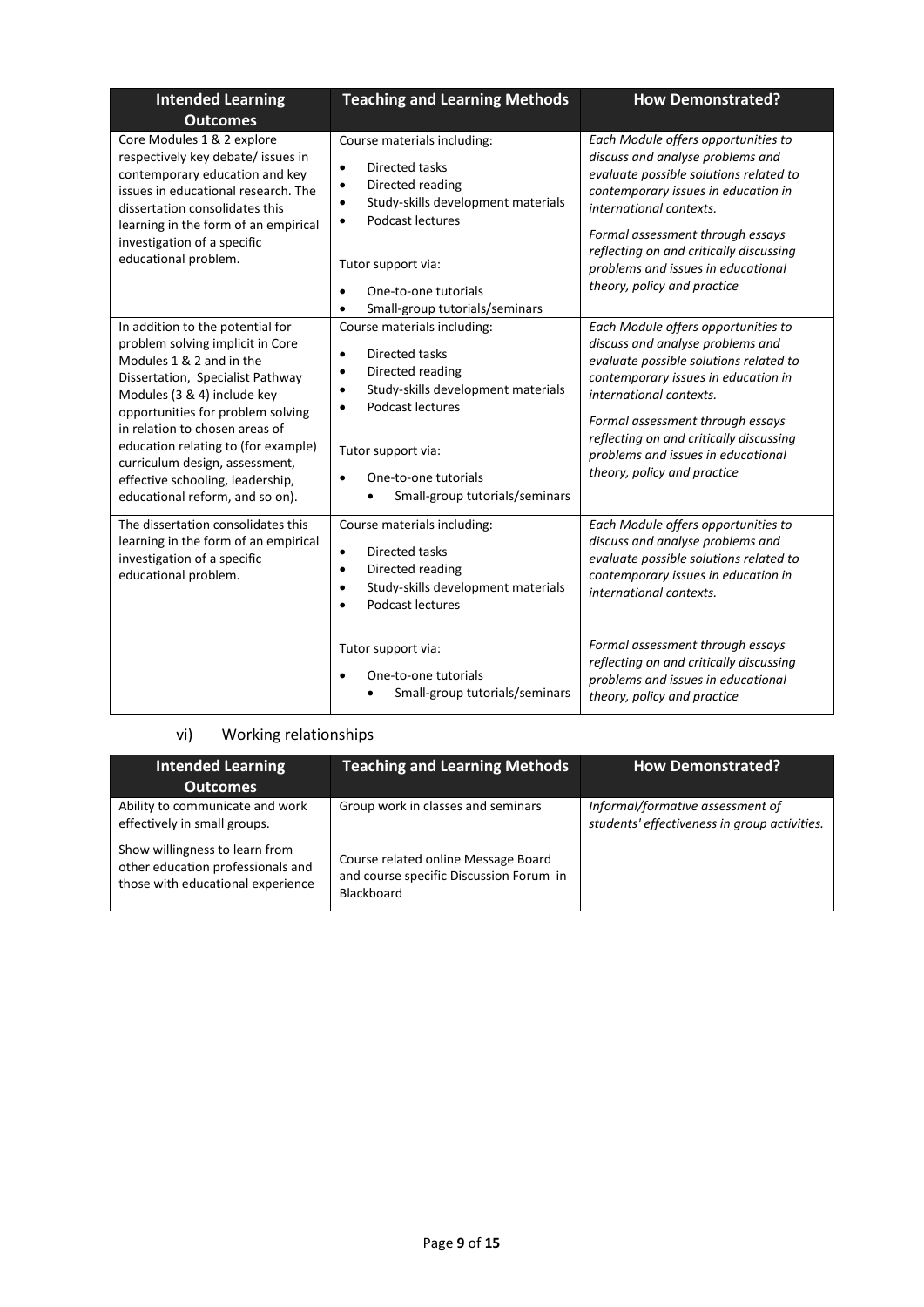| Intended Learning Outcomes | Teaching and Learning Methods | How Demonstrated? |
|---|---|---|
| Core Modules 1 & 2 explore respectively key debate/ issues in contemporary education and key issues in educational research. The dissertation consolidates this learning in the form of an empirical investigation of a specific educational problem. | Course materials including:<br>• Directed tasks<br>• Directed reading<br>• Study-skills development materials<br>• Podcast lectures<br><br>Tutor support via:<br>• One-to-one tutorials<br>• Small-group tutorials/seminars | *Each Module offers opportunities to discuss and analyse problems and evaluate possible solutions related to contemporary issues in education in international contexts.*<br><br>*Formal assessment through essays reflecting on and critically discussing problems and issues in educational theory, policy and practice* |
| In addition to the potential for problem solving implicit in Core Modules 1 & 2 and in the Dissertation, Specialist Pathway Modules (3 & 4) include key opportunities for problem solving in relation to chosen areas of education relating to (for example) curriculum design, assessment, effective schooling, leadership, educational reform, and so on). | Course materials including:<br>• Directed tasks<br>• Directed reading<br>• Study-skills development materials<br>• Podcast lectures<br><br>Tutor support via:<br>• One-to-one tutorials<br>• Small-group tutorials/seminars | *Each Module offers opportunities to discuss and analyse problems and evaluate possible solutions related to contemporary issues in education in international contexts.*<br><br>*Formal assessment through essays reflecting on and critically discussing problems and issues in educational theory, policy and practice* |
| The dissertation consolidates this learning in the form of an empirical investigation of a specific educational problem. | Course materials including:<br>• Directed tasks<br>• Directed reading<br>• Study-skills development materials<br>• Podcast lectures<br><br>Tutor support via:<br>• One-to-one tutorials<br>• Small-group tutorials/seminars | *Each Module offers opportunities to discuss and analyse problems and evaluate possible solutions related to contemporary issues in education in international contexts.*<br><br>*Formal assessment through essays reflecting on and critically discussing problems and issues in educational theory, policy and practice* |

vi) Working relationships

| Intended Learning Outcomes | Teaching and Learning Methods | How Demonstrated? |
|---|---|---|
| Ability to communicate and work effectively in small groups.<br><br>Show willingness to learn from other education professionals and those with educational experience | Group work in classes and seminars<br><br>Course related online Message Board and course specific Discussion Forum in Blackboard | *Informal/formative assessment of students' effectiveness in group activities.* |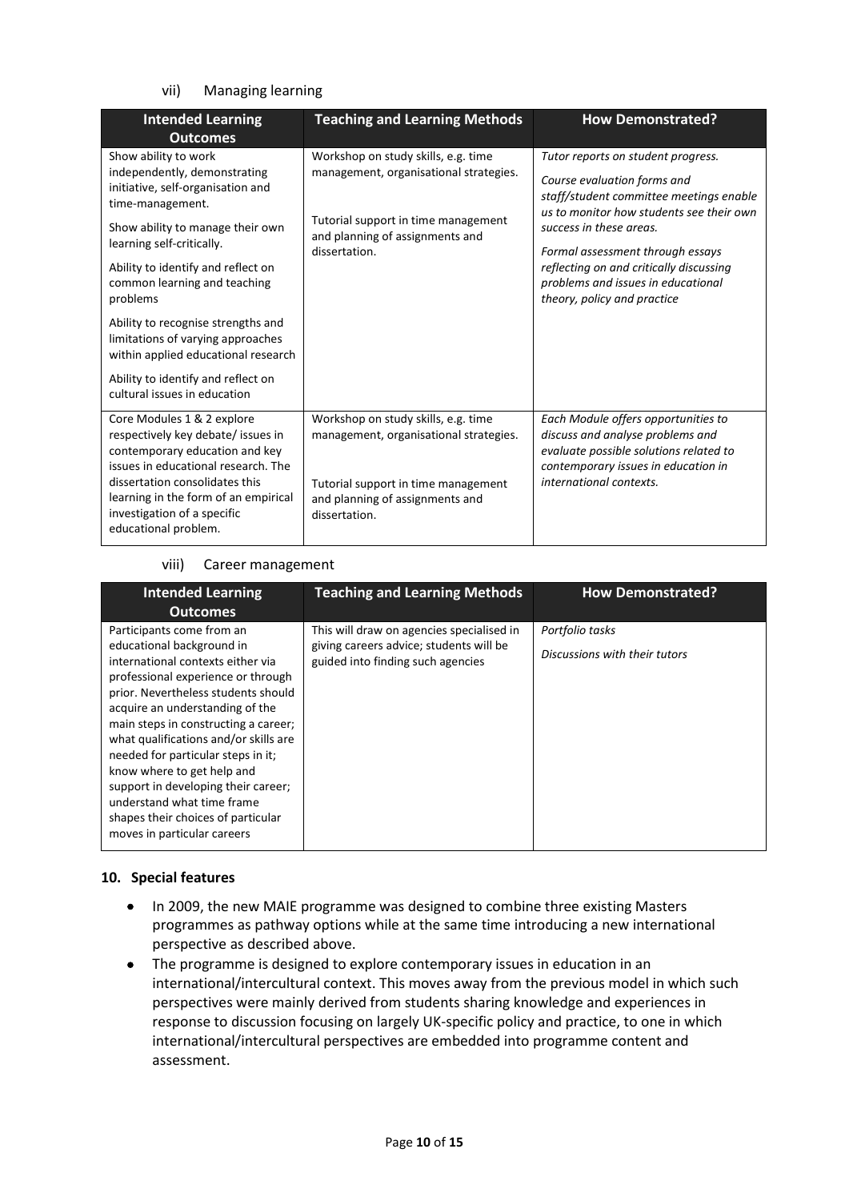vii) Managing learning

| Intended Learning Outcomes | Teaching and Learning Methods | How Demonstrated? |
| --- | --- | --- |
| Show ability to work independently, demonstrating initiative, self-organisation and time-management.<br><br>Show ability to manage their own learning self-critically.<br><br>Ability to identify and reflect on common learning and teaching problems<br><br>Ability to recognise strengths and limitations of varying approaches within applied educational research<br><br>Ability to identify and reflect on cultural issues in education | Workshop on study skills, e.g. time management, organisational strategies.<br><br>Tutorial support in time management and planning of assignments and dissertation. | *Tutor reports on student progress.*<br><br>*Course evaluation forms and staff/student committee meetings enable us to monitor how students see their own success in these areas.*<br><br>*Formal assessment through essays reflecting on and critically discussing problems and issues in educational theory, policy and practice* |
| Core Modules 1 & 2 explore respectively key debate/ issues in contemporary education and key issues in educational research. The dissertation consolidates this learning in the form of an empirical investigation of a specific educational problem. | Workshop on study skills, e.g. time management, organisational strategies.<br><br>Tutorial support in time management and planning of assignments and dissertation. | *Each Module offers opportunities to discuss and analyse problems and evaluate possible solutions related to contemporary issues in education in international contexts.* |

viii) Career management

| Intended Learning Outcomes | Teaching and Learning Methods | How Demonstrated? |
| --- | --- | --- |
| Participants come from an educational background in international contexts either via professional experience or through prior. Nevertheless students should acquire an understanding of the main steps in constructing a career; what qualifications and/or skills are needed for particular steps in it; know where to get help and support in developing their career; understand what time frame shapes their choices of particular moves in particular careers | This will draw on agencies specialised in giving careers advice; students will be guided into finding such agencies | *Portfolio tasks*<br><br>*Discussions with their tutors* |

**10. Special features**

- In 2009, the new MAIE programme was designed to combine three existing Masters programmes as pathway options while at the same time introducing a new international perspective as described above.
- The programme is designed to explore contemporary issues in education in an international/intercultural context. This moves away from the previous model in which such perspectives were mainly derived from students sharing knowledge and experiences in response to discussion focusing on largely UK-specific policy and practice, to one in which international/intercultural perspectives are embedded into programme content and assessment.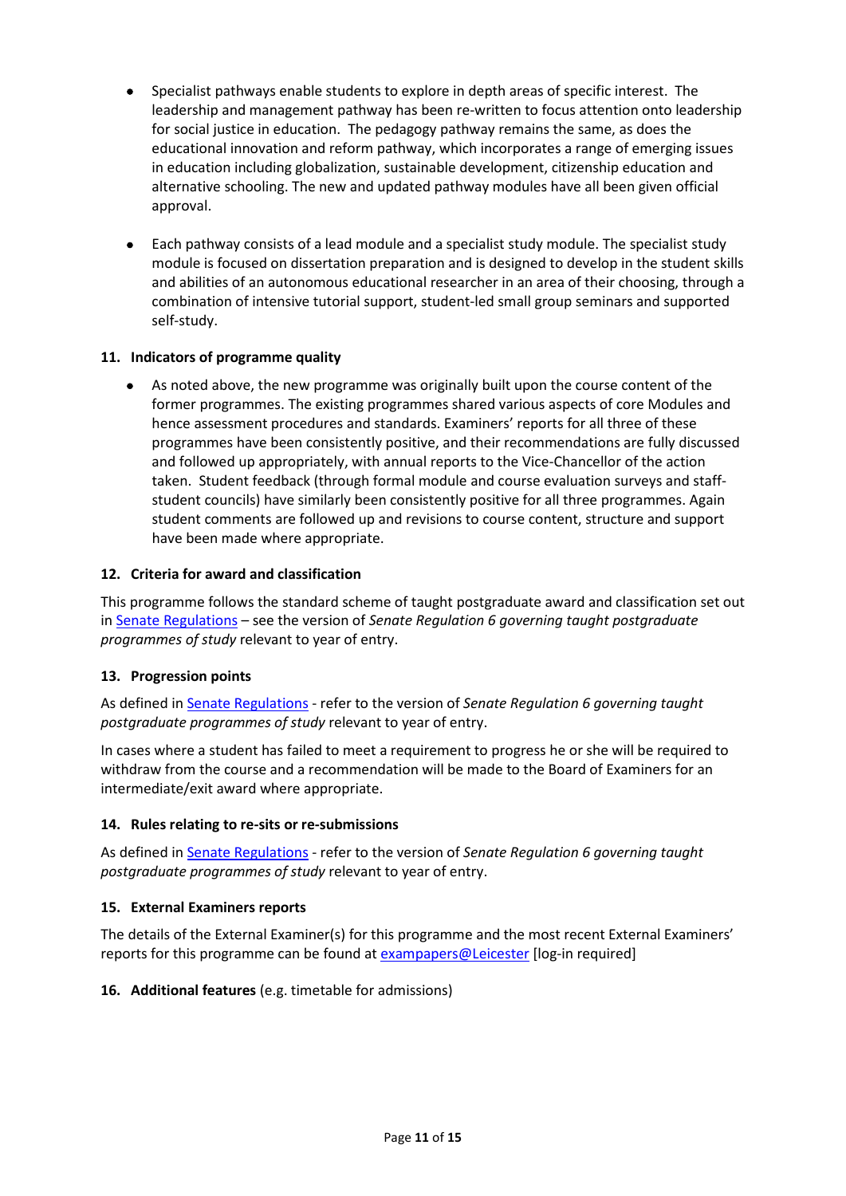- Specialist pathways enable students to explore in depth areas of specific interest. The leadership and management pathway has been re-written to focus attention onto leadership for social justice in education. The pedagogy pathway remains the same, as does the educational innovation and reform pathway, which incorporates a range of emerging issues in education including globalization, sustainable development, citizenship education and alternative schooling. The new and updated pathway modules have all been given official approval.

- Each pathway consists of a lead module and a specialist study module. The specialist study module is focused on dissertation preparation and is designed to develop in the student skills and abilities of an autonomous educational researcher in an area of their choosing, through a combination of intensive tutorial support, student-led small group seminars and supported self-study.

### 11. Indicators of programme quality

- As noted above, the new programme was originally built upon the course content of the former programmes. The existing programmes shared various aspects of core Modules and hence assessment procedures and standards. Examiners' reports for all three of these programmes have been consistently positive, and their recommendations are fully discussed and followed up appropriately, with annual reports to the Vice-Chancellor of the action taken. Student feedback (through formal module and course evaluation surveys and staff-student councils) have similarly been consistently positive for all three programmes. Again student comments are followed up and revisions to course content, structure and support have been made where appropriate.

### 12. Criteria for award and classification

This programme follows the standard scheme of taught postgraduate award and classification set out in Senate Regulations – see the version of *Senate Regulation 6 governing taught postgraduate programmes of study* relevant to year of entry.

### 13. Progression points

As defined in Senate Regulations - refer to the version of *Senate Regulation 6 governing taught postgraduate programmes of study* relevant to year of entry.

In cases where a student has failed to meet a requirement to progress he or she will be required to withdraw from the course and a recommendation will be made to the Board of Examiners for an intermediate/exit award where appropriate.

### 14. Rules relating to re-sits or re-submissions

As defined in Senate Regulations - refer to the version of *Senate Regulation 6 governing taught postgraduate programmes of study* relevant to year of entry.

### 15. External Examiners reports

The details of the External Examiner(s) for this programme and the most recent External Examiners' reports for this programme can be found at exampapers@Leicester [log-in required]

### 16. Additional features (e.g. timetable for admissions)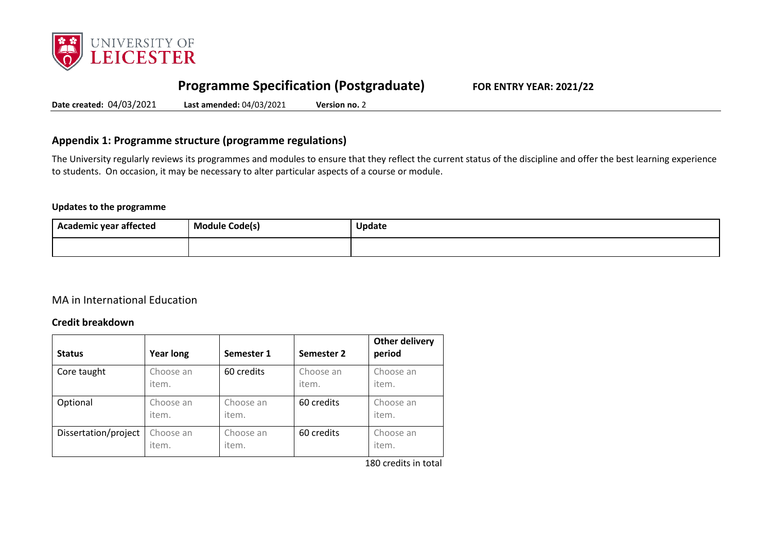# Programme Specification (Postgraduate)

**FOR ENTRY YEAR: 2021/22**

**Date created:** 04/03/2021 **Last amended:** 04/03/2021 **Version no.** 2

## Appendix 1: Programme structure (programme regulations)

The University regularly reviews its programmes and modules to ensure that they reflect the current status of the discipline and offer the best learning experience to students. On occasion, it may be necessary to alter particular aspects of a course or module.

**Updates to the programme**

| Academic year affected | Module Code(s) | Update |
|---|---|---|
| | | |

MA in International Education

**Credit breakdown**

| Status | Year long | Semester 1 | Semester 2 | Other delivery period |
|---|---|---|---|---|
| Core taught | Choose an item. | 60 credits | Choose an item. | Choose an item. |
| Optional | Choose an item. | Choose an item. | 60 credits | Choose an item. |
| Dissertation/project | Choose an item. | Choose an item. | 60 credits | Choose an item. |

180 credits in total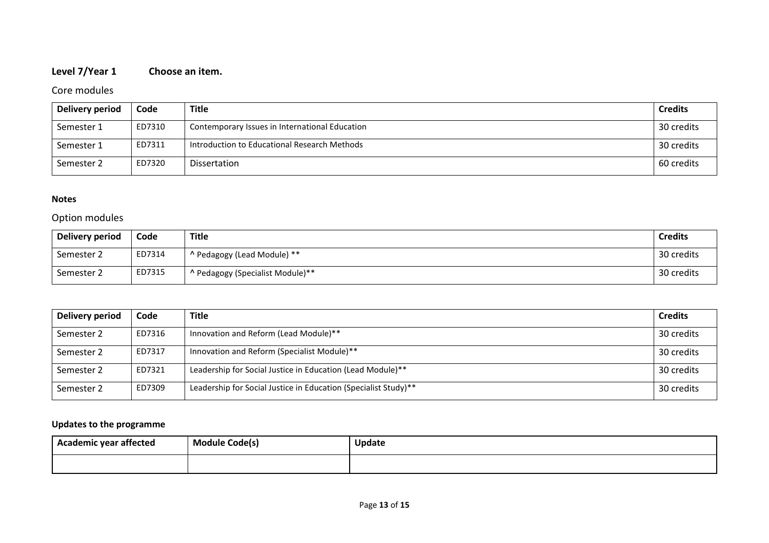**Level 7/Year 1 Choose an item.**

Core modules

| Delivery period | Code | Title | Credits |
| --- | --- | --- | --- |
| Semester 1 | ED7310 | Contemporary Issues in International Education | 30 credits |
| Semester 1 | ED7311 | Introduction to Educational Research Methods | 30 credits |
| Semester 2 | ED7320 | Dissertation | 60 credits |

**Notes**

Option modules

| Delivery period | Code | Title | Credits |
| --- | --- | --- | --- |
| Semester 2 | ED7314 | ^ Pedagogy (Lead Module) ** | 30 credits |
| Semester 2 | ED7315 | ^ Pedagogy (Specialist Module)** | 30 credits |

| Delivery period | Code | Title | Credits |
| --- | --- | --- | --- |
| Semester 2 | ED7316 | Innovation and Reform (Lead Module)** | 30 credits |
| Semester 2 | ED7317 | Innovation and Reform (Specialist Module)** | 30 credits |
| Semester 2 | ED7321 | Leadership for Social Justice in Education (Lead Module)** | 30 credits |
| Semester 2 | ED7309 | Leadership for Social Justice in Education (Specialist Study)** | 30 credits |

**Updates to the programme**

| Academic year affected | Module Code(s) | Update |
| --- | --- | --- |
| | | |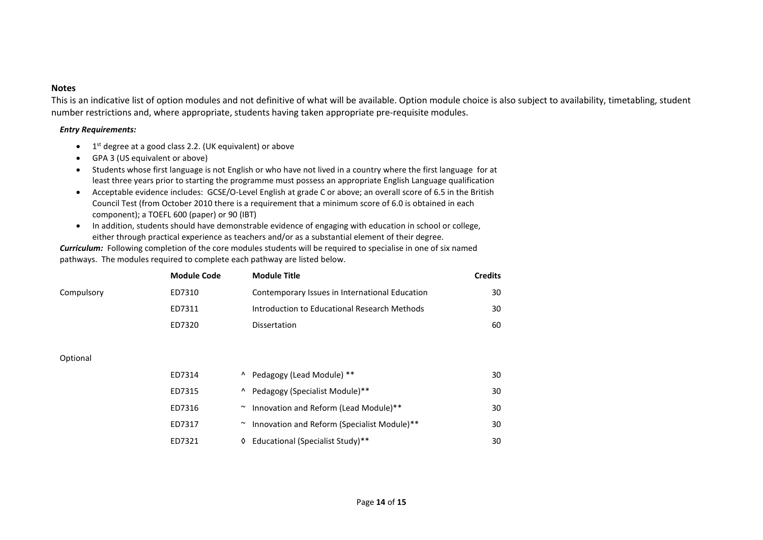**Notes**

This is an indicative list of option modules and not definitive of what will be available. Option module choice is also subject to availability, timetabling, student number restrictions and, where appropriate, students having taken appropriate pre-requisite modules.

***Entry Requirements:***

- 1st degree at a good class 2.2. (UK equivalent) or above
- GPA 3 (US equivalent or above)
- Students whose first language is not English or who have not lived in a country where the first language for at least three years prior to starting the programme must possess an appropriate English Language qualification
- Acceptable evidence includes: GCSE/O-Level English at grade C or above; an overall score of 6.5 in the British Council Test (from October 2010 there is a requirement that a minimum score of 6.0 is obtained in each component); a TOEFL 600 (paper) or 90 (IBT)
- In addition, students should have demonstrable evidence of engaging with education in school or college, either through practical experience as teachers and/or as a substantial element of their degree.

***Curriculum:*** Following completion of the core modules students will be required to specialise in one of six named pathways. The modules required to complete each pathway are listed below.

| | **Module Code** | | **Module Title** | **Credits** |
|---|---|---|---|---|
| Compulsory | ED7310 | | Contemporary Issues in International Education | 30 |
| | ED7311 | | Introduction to Educational Research Methods | 30 |
| | ED7320 | | Dissertation | 60 |
| Optional | | | | |
| | ED7314 | ^ | Pedagogy (Lead Module) ** | 30 |
| | ED7315 | ^ | Pedagogy (Specialist Module)** | 30 |
| | ED7316 | ~ | Innovation and Reform (Lead Module)** | 30 |
| | ED7317 | ~ | Innovation and Reform (Specialist Module)** | 30 |
| | ED7321 | ◊ | Educational (Specialist Study)** | 30 |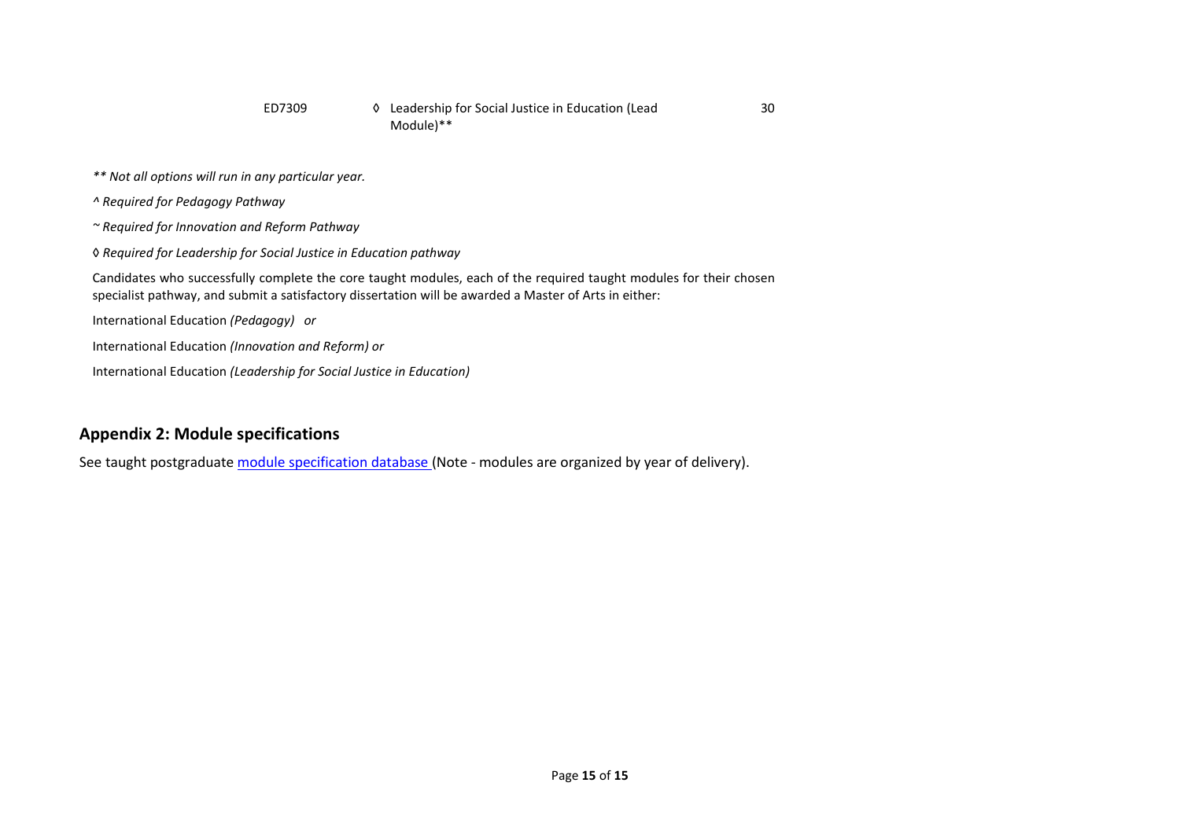| | | |
|---|---|---|
| ED7309 | ◊ Leadership for Social Justice in Education (Lead Module)** | 30 |

*** Not all options will run in any particular year.*

*^ Required for Pedagogy Pathway*

*~ Required for Innovation and Reform Pathway*

*◊ Required for Leadership for Social Justice in Education pathway*

Candidates who successfully complete the core taught modules, each of the required taught modules for their chosen specialist pathway, and submit a satisfactory dissertation will be awarded a Master of Arts in either:

International Education *(Pedagogy) or*

International Education *(Innovation and Reform) or*

International Education *(Leadership for Social Justice in Education)*

## Appendix 2: Module specifications

See taught postgraduate module specification database (Note - modules are organized by year of delivery).